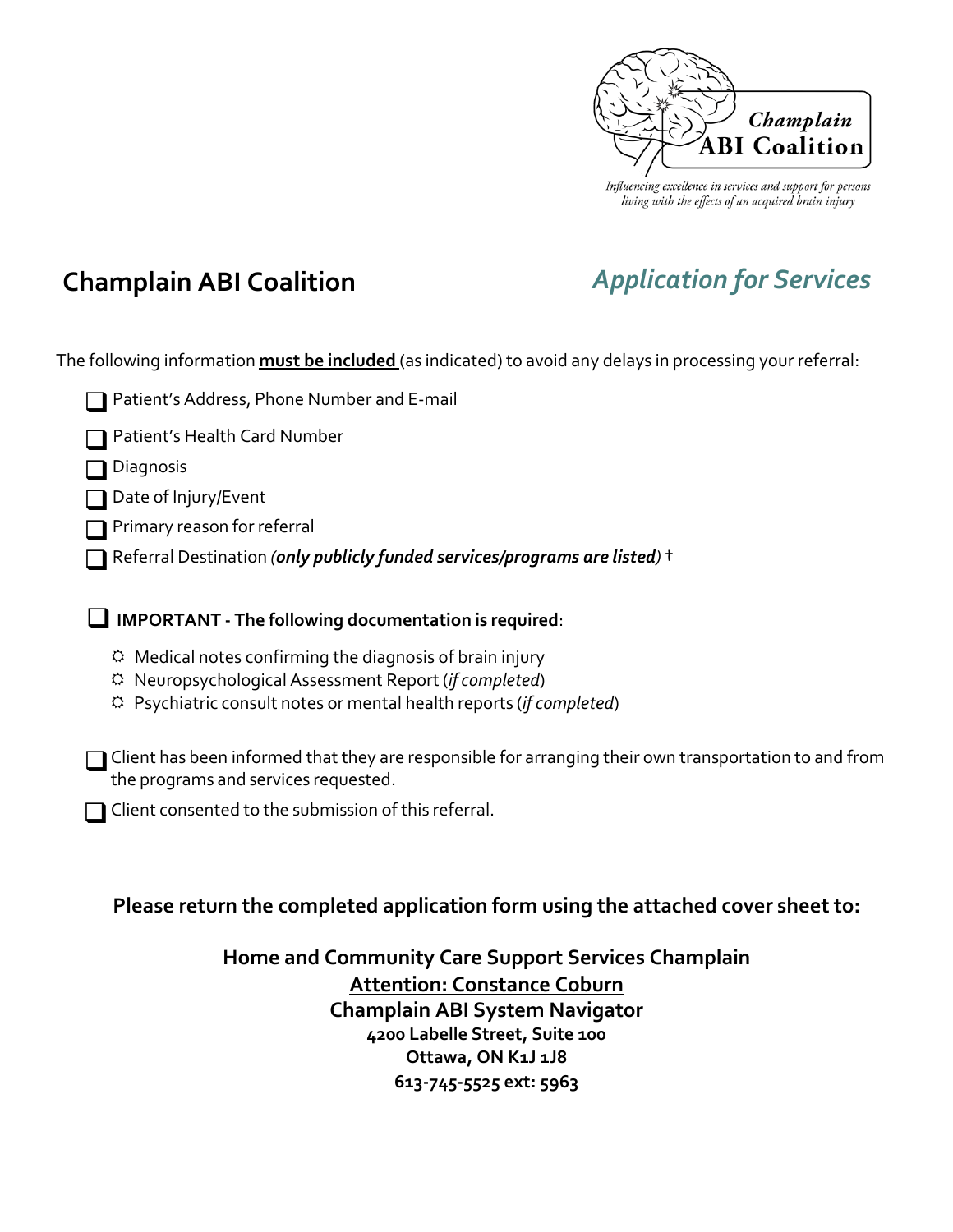Champlain ABI Coalition

*Influencing excellence in services and support for persons living with the effects of an acquired brain injury*

# Champlain ABI Coalition

## *Application for Services*

The following information **must be included** (as indicated) to avoid any delays in processing your referral:

- ☐ Patient's Address, Phone Number and E-mail
- ☐ Patient's Health Card Number
- ☐ Diagnosis
- ☐ Date of Injury/Event
- ☐ Primary reason for referral
- ☐ Referral Destination *(**only publicly funded services/programs are listed**)* †

☐ **IMPORTANT - The following documentation is required**:

- Medical notes confirming the diagnosis of brain injury
- Neuropsychological Assessment Report (*if completed*)
- Psychiatric consult notes or mental health reports (*if completed*)

☐ Client has been informed that they are responsible for arranging their own transportation to and from the programs and services requested.

☐ Client consented to the submission of this referral.

**Please return the completed application form using the attached cover sheet to:**

**Home and Community Care Support Services Champlain**
**Attention: Constance Coburn**
**Champlain ABI System Navigator**
**4200 Labelle Street, Suite 100**
**Ottawa, ON K1J 1J8**
**613-745-5525 ext: 5963**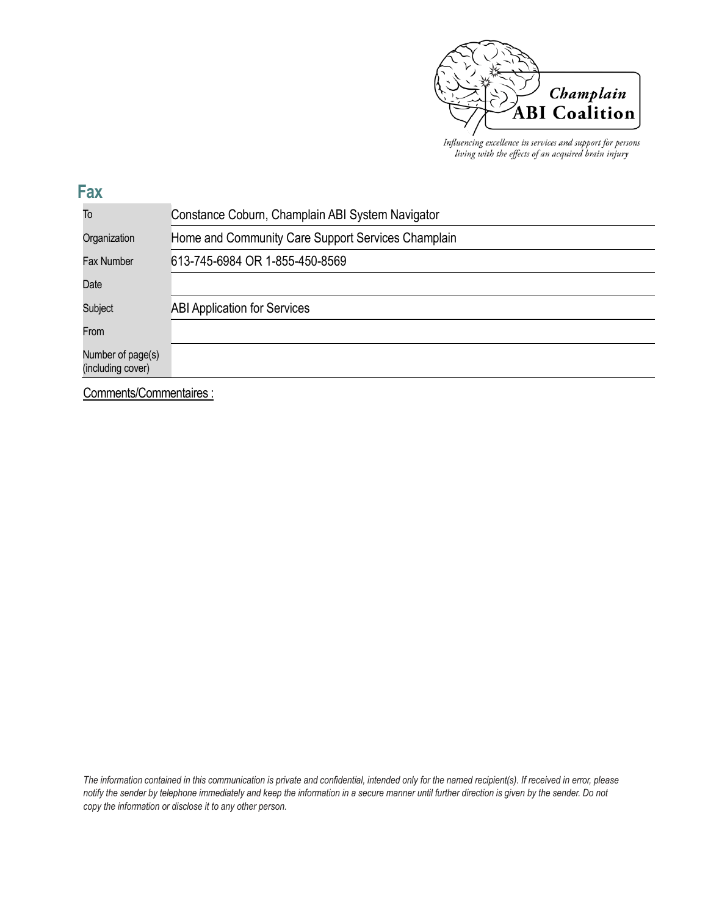Champlain ABI Coalition

*Influencing excellence in services and support for persons living with the effects of an acquired brain injury*

## Fax

| | |
|---|---|
| To | Constance Coburn, Champlain ABI System Navigator |
| Organization | Home and Community Care Support Services Champlain |
| Fax Number | 613-745-6984 OR 1-855-450-8569 |
| Date | |
| Subject | ABI Application for Services |
| From | |
| Number of page(s) (including cover) | |

Comments/Commentaires :

*The information contained in this communication is private and confidential, intended only for the named recipient(s). If received in error, please notify the sender by telephone immediately and keep the information in a secure manner until further direction is given by the sender. Do not copy the information or disclose it to any other person.*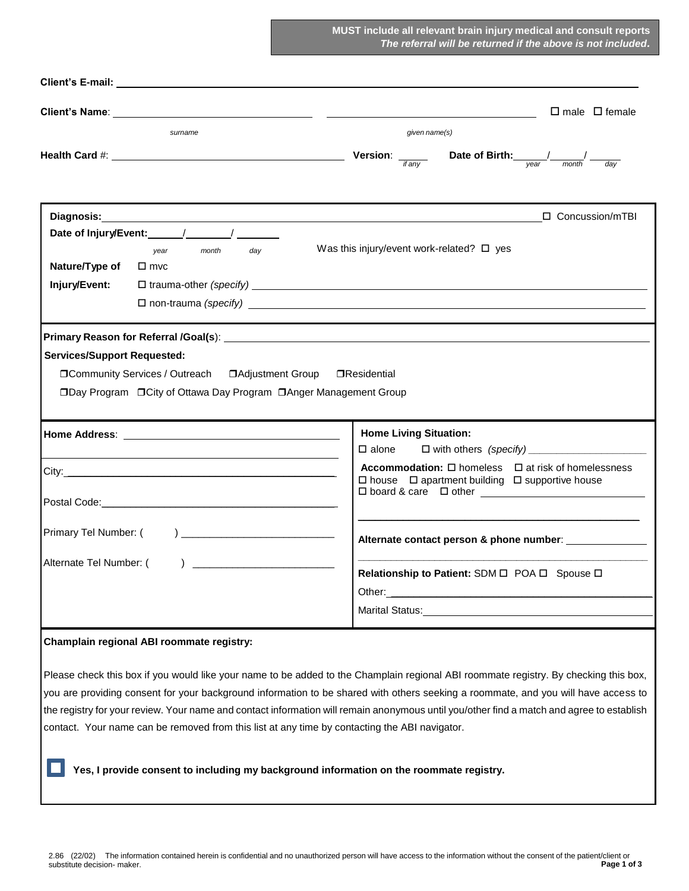**MUST include all relevant brain injury medical and consult reports**
***The referral will be returned if the above is not included.***

**Client's E-mail:** ______________________________

**Client's Name**: ______________________ ______________________ ☐ male ☐ female

*surname* *given name(s)*

**Health Card** #: ______________________ **Version**: ______ *if any* **Date of Birth:** ______/______/______ *year month day*

---

**Diagnosis:** ______________________________ ☐ Concussion/mTBI

**Date of Injury/Event:** ______/______/______ *year month day*

Was this injury/event work-related? ☐ yes

**Nature/Type of Injury/Event:**
- ☐ mvc
- ☐ trauma-other *(specify)* ______________________
- ☐ non-trauma *(specify)* ______________________

---

**Primary Reason for Referral /Goal(s)**: ______________________________

**Services/Support Requested:**

☐ Community Services / Outreach ☐ Adjustment Group ☐ Residential

☐ Day Program ☐ City of Ottawa Day Program ☐ Anger Management Group

---

**Home Address**: ______________________________

City: ______________________________

Postal Code: ______________________________

Primary Tel Number: (     ) ______________________

Alternate Tel Number: (     ) ______________________

**Home Living Situation:**
☐ alone ☐ with others *(specify)* ______________________

**Accommodation:** ☐ homeless ☐ at risk of homelessness
☐ house ☐ apartment building ☐ supportive house
☐ board & care ☐ other ______________________

**Alternate contact person & phone number**: ______________________

**Relationship to Patient:** SDM ☐ POA ☐ Spouse ☐

Other: ______________________

Marital Status: ______________________

---

**Champlain regional ABI roommate registry:**

Please check this box if you would like your name to be added to the Champlain regional ABI roommate registry. By checking this box, you are providing consent for your background information to be shared with others seeking a roommate, and you will have access to the registry for your review. Your name and contact information will remain anonymous until you/other find a match and agree to establish contact. Your name can be removed from this list at any time by contacting the ABI navigator.

☐ **Yes, I provide consent to including my background information on the roommate registry.**

2.86 (22/02) The information contained herein is confidential and no unauthorized person will have access to the information without the consent of the patient/client or substitute decision- maker.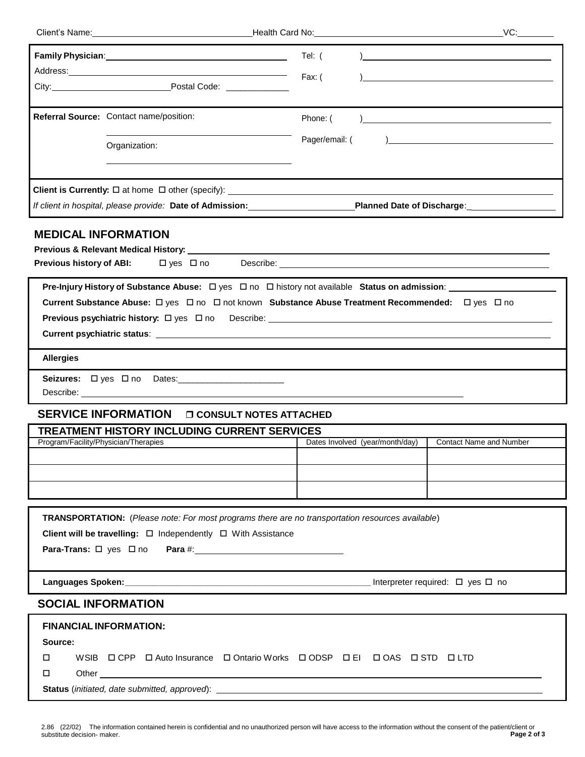Client's Name: ______________________ Health Card No: ______________________ VC: ________

**Family Physician**: ______________________ Tel: ( ) ______________________

Address: ______________________ Fax: ( ) ______________________

City: ______________________ Postal Code: ____________

**Referral Source:** Contact name/position: ______________________ Phone: ( ) ______________________

Organization: ______________________ Pager/email: ( ) ______________________

**Client is Currently:** ☐ at home ☐ other (specify): ______________________

*If client in hospital, please provide:* **Date of Admission:** ______________________ **Planned Date of Discharge**: ______________________

## MEDICAL INFORMATION

**Previous & Relevant Medical History:** ______________________

**Previous history of ABI:** ☐ yes ☐ no Describe: ______________________

**Pre-Injury History of Substance Abuse:** ☐ yes ☐ no ☐ history not available **Status on admission**: ______________________

**Current Substance Abuse:** ☐ yes ☐ no ☐ not known **Substance Abuse Treatment Recommended:** ☐ yes ☐ no

**Previous psychiatric history:** ☐ yes ☐ no Describe: ______________________

**Current psychiatric status**: ______________________

**Allergies**

**Seizures:** ☐ yes ☐ no Dates: ______________________

Describe: ______________________

## SERVICE INFORMATION ☐ CONSULT NOTES ATTACHED

| TREATMENT HISTORY INCLUDING CURRENT SERVICES | | |
|---|---|---|
| Program/Facility/Physician/Therapies | Dates Involved (year/month/day) | Contact Name and Number |
| | | |
| | | |
| | | |

**TRANSPORTATION:** (*Please note: For most programs there are no transportation resources available*)

**Client will be travelling:** ☐ Independently ☐ With Assistance

**Para-Trans:** ☐ yes ☐ no **Para** #: ______________________

**Languages Spoken:** ______________________ Interpreter required: ☐ yes ☐ no

## SOCIAL INFORMATION

**FINANCIAL INFORMATION:**

**Source:**

☐ WSIB ☐ CPP ☐ Auto Insurance ☐ Ontario Works ☐ ODSP ☐ EI ☐ OAS ☐ STD ☐ LTD

☐ Other ______________________

**Status** (*initiated, date submitted, approved*): ______________________

2.86 (22/02) The information contained herein is confidential and no unauthorized person will have access to the information without the consent of the patient/client or substitute decision- maker.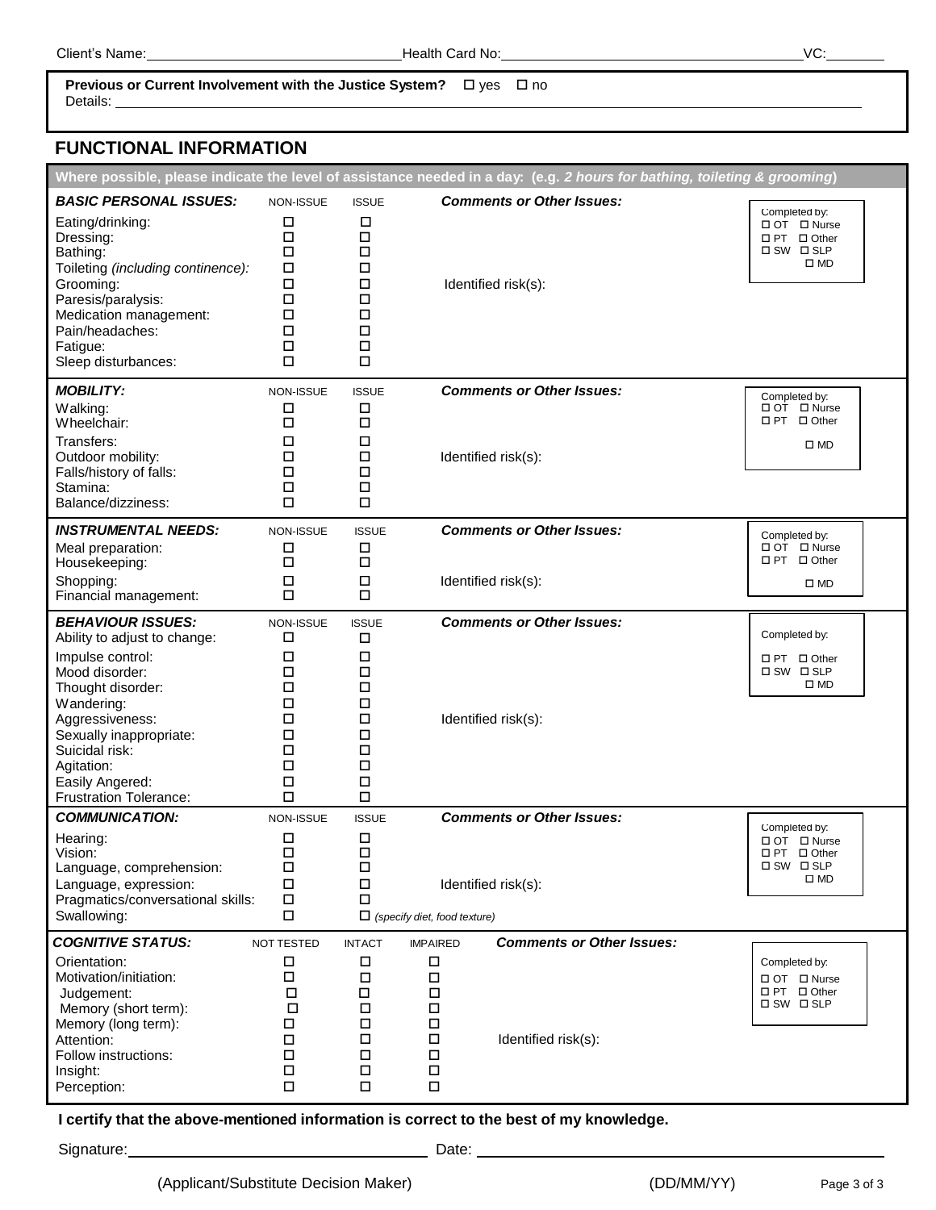Client's Name: ______________________ Health Card No: ______________________ VC: ________

**Previous or Current Involvement with the Justice System?** ☐ yes ☐ no
Details: ______________________________________________

## FUNCTIONAL INFORMATION

**Where possible, please indicate the level of assistance needed in a day: (e.g.** ***2 hours for bathing, toileting & grooming*****)**

| ***BASIC PERSONAL ISSUES:*** | NON-ISSUE | ISSUE | ***Comments or Other Issues:*** | Completed by: |
|---|---|---|---|---|
| Eating/drinking: | ☐ | ☐ | | ☐ OT ☐ Nurse |
| Dressing: | ☐ | ☐ | | ☐ PT ☐ Other |
| Bathing: | ☐ | ☐ | | ☐ SW ☐ SLP |
| Toileting *(including continence)*: | ☐ | ☐ | | ☐ MD |
| Grooming: | ☐ | ☐ | Identified risk(s): | |
| Paresis/paralysis: | ☐ | ☐ | | |
| Medication management: | ☐ | ☐ | | |
| Pain/headaches: | ☐ | ☐ | | |
| Fatigue: | ☐ | ☐ | | |
| Sleep disturbances: | ☐ | ☐ | | |

| ***MOBILITY:*** | NON-ISSUE | ISSUE | ***Comments or Other Issues:*** | Completed by: |
|---|---|---|---|---|
| Walking: | ☐ | ☐ | | ☐ OT ☐ Nurse |
| Wheelchair: | ☐ | ☐ | | ☐ PT ☐ Other |
| Transfers: | ☐ | ☐ | | ☐ MD |
| Outdoor mobility: | ☐ | ☐ | Identified risk(s): | |
| Falls/history of falls: | ☐ | ☐ | | |
| Stamina: | ☐ | ☐ | | |
| Balance/dizziness: | ☐ | ☐ | | |

| ***INSTRUMENTAL NEEDS:*** | NON-ISSUE | ISSUE | ***Comments or Other Issues:*** | Completed by: |
|---|---|---|---|---|
| Meal preparation: | ☐ | ☐ | | ☐ OT ☐ Nurse |
| Housekeeping: | ☐ | ☐ | | ☐ PT ☐ Other |
| Shopping: | ☐ | ☐ | Identified risk(s): | ☐ MD |
| Financial management: | ☐ | ☐ | | |

| ***BEHAVIOUR ISSUES:*** | NON-ISSUE | ISSUE | ***Comments or Other Issues:*** | Completed by: |
|---|---|---|---|---|
| Ability to adjust to change: | ☐ | ☐ | | |
| Impulse control: | ☐ | ☐ | | ☐ PT ☐ Other |
| Mood disorder: | ☐ | ☐ | | ☐ SW ☐ SLP |
| Thought disorder: | ☐ | ☐ | | ☐ MD |
| Wandering: | ☐ | ☐ | | |
| Aggressiveness: | ☐ | ☐ | Identified risk(s): | |
| Sexually inappropriate: | ☐ | ☐ | | |
| Suicidal risk: | ☐ | ☐ | | |
| Agitation: | ☐ | ☐ | | |
| Easily Angered: | ☐ | ☐ | | |
| Frustration Tolerance: | ☐ | ☐ | | |

| ***COMMUNICATION:*** | NON-ISSUE | ISSUE | ***Comments or Other Issues:*** | Completed by: |
|---|---|---|---|---|
| Hearing: | ☐ | ☐ | | ☐ OT ☐ Nurse |
| Vision: | ☐ | ☐ | | ☐ PT ☐ Other |
| Language, comprehension: | ☐ | ☐ | | ☐ SW ☐ SLP |
| Language, expression: | ☐ | ☐ | Identified risk(s): | ☐ MD |
| Pragmatics/conversational skills: | ☐ | ☐ | | |
| Swallowing: | ☐ | ☐ *(specify diet, food texture)* | | |

| ***COGNITIVE STATUS:*** | NOT TESTED | INTACT | IMPAIRED | ***Comments or Other Issues:*** | Completed by: |
|---|---|---|---|---|---|
| Orientation: | ☐ | ☐ | ☐ | | ☐ OT ☐ Nurse |
| Motivation/initiation: | ☐ | ☐ | ☐ | | ☐ PT ☐ Other |
| Judgement: | ☐ | ☐ | ☐ | | ☐ SW ☐ SLP |
| Memory (short term): | ☐ | ☐ | ☐ | | |
| Memory (long term): | ☐ | ☐ | ☐ | | |
| Attention: | ☐ | ☐ | ☐ | Identified risk(s): | |
| Follow instructions: | ☐ | ☐ | ☐ | | |
| Insight: | ☐ | ☐ | ☐ | | |
| Perception: | ☐ | ☐ | ☐ | | |

**I certify that the above-mentioned information is correct to the best of my knowledge.**

Signature: ______________________ Date: ______________________

(Applicant/Substitute Decision Maker) (DD/MM/YY)